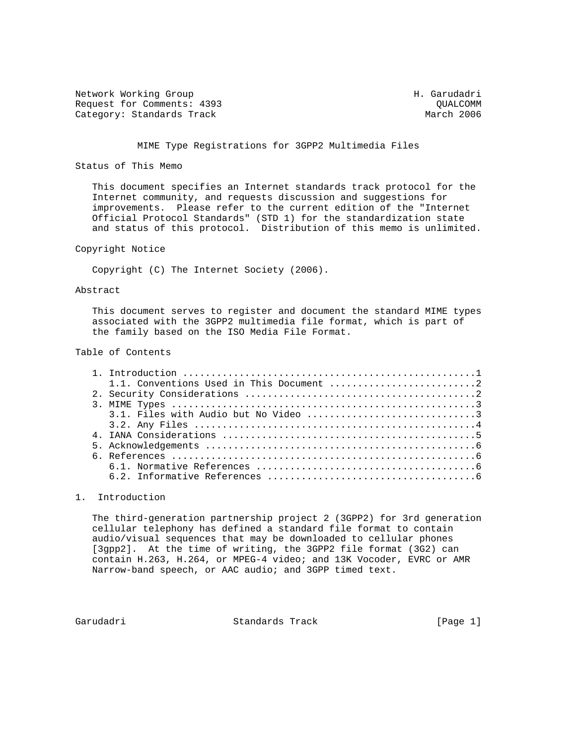Network Working Group H. Garudadri
Request for Comments: 4393 QUALCOMM
Category: Standards Track March 2006

# MIME Type Registrations for 3GPP2 Multimedia Files

## Status of This Memo

This document specifies an Internet standards track protocol for the Internet community, and requests discussion and suggestions for improvements. Please refer to the current edition of the "Internet Official Protocol Standards" (STD 1) for the standardization state and status of this protocol. Distribution of this memo is unlimited.

## Copyright Notice

Copyright (C) The Internet Society (2006).

## Abstract

This document serves to register and document the standard MIME types associated with the 3GPP2 multimedia file format, which is part of the family based on the ISO Media File Format.

## Table of Contents

1. Introduction ....................................................1
   1.1. Conventions Used in This Document ..........................2
2. Security Considerations ........................................2
3. MIME Types .....................................................3
   3.1. Files with Audio but No Video .............................3
   3.2. Any Files .................................................4
4. IANA Considerations ............................................5
5. Acknowledgements ...............................................6
6. References .....................................................6
   6.1. Normative References ......................................6
   6.2. Informative References ....................................6

## 1. Introduction

The third-generation partnership project 2 (3GPP2) for 3rd generation cellular telephony has defined a standard file format to contain audio/visual sequences that may be downloaded to cellular phones [3gpp2]. At the time of writing, the 3GPP2 file format (3G2) can contain H.263, H.264, or MPEG-4 video; and 13K Vocoder, EVRC or AMR Narrow-band speech, or AAC audio; and 3GPP timed text.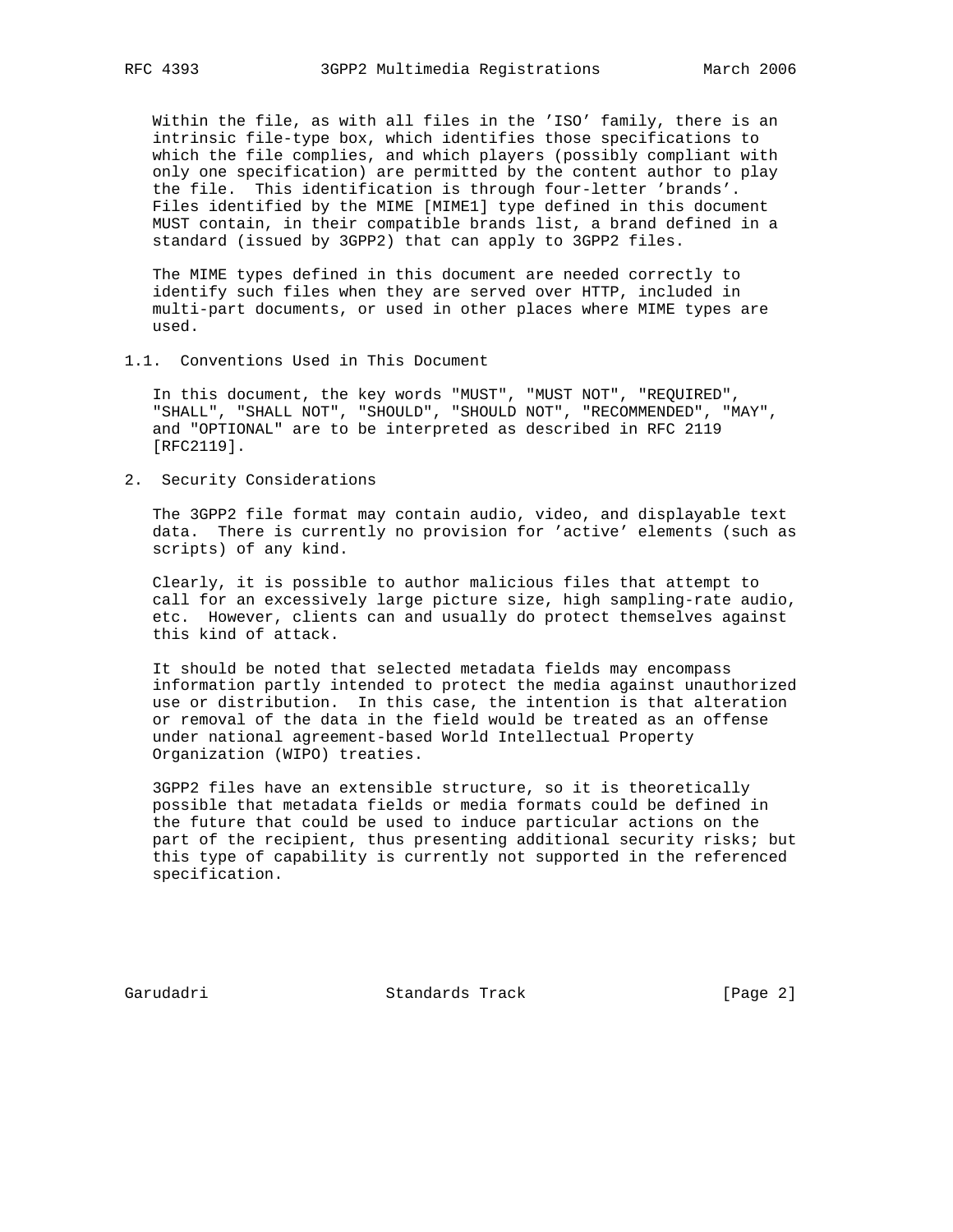Within the file, as with all files in the 'ISO' family, there is an intrinsic file-type box, which identifies those specifications to which the file complies, and which players (possibly compliant with only one specification) are permitted by the content author to play the file. This identification is through four-letter 'brands'. Files identified by the MIME [MIME1] type defined in this document MUST contain, in their compatible brands list, a brand defined in a standard (issued by 3GPP2) that can apply to 3GPP2 files.

The MIME types defined in this document are needed correctly to identify such files when they are served over HTTP, included in multi-part documents, or used in other places where MIME types are used.

### 1.1. Conventions Used in This Document

In this document, the key words "MUST", "MUST NOT", "REQUIRED", "SHALL", "SHALL NOT", "SHOULD", "SHOULD NOT", "RECOMMENDED", "MAY", and "OPTIONAL" are to be interpreted as described in RFC 2119 [RFC2119].

## 2. Security Considerations

The 3GPP2 file format may contain audio, video, and displayable text data. There is currently no provision for 'active' elements (such as scripts) of any kind.

Clearly, it is possible to author malicious files that attempt to call for an excessively large picture size, high sampling-rate audio, etc. However, clients can and usually do protect themselves against this kind of attack.

It should be noted that selected metadata fields may encompass information partly intended to protect the media against unauthorized use or distribution. In this case, the intention is that alteration or removal of the data in the field would be treated as an offense under national agreement-based World Intellectual Property Organization (WIPO) treaties.

3GPP2 files have an extensible structure, so it is theoretically possible that metadata fields or media formats could be defined in the future that could be used to induce particular actions on the part of the recipient, thus presenting additional security risks; but this type of capability is currently not supported in the referenced specification.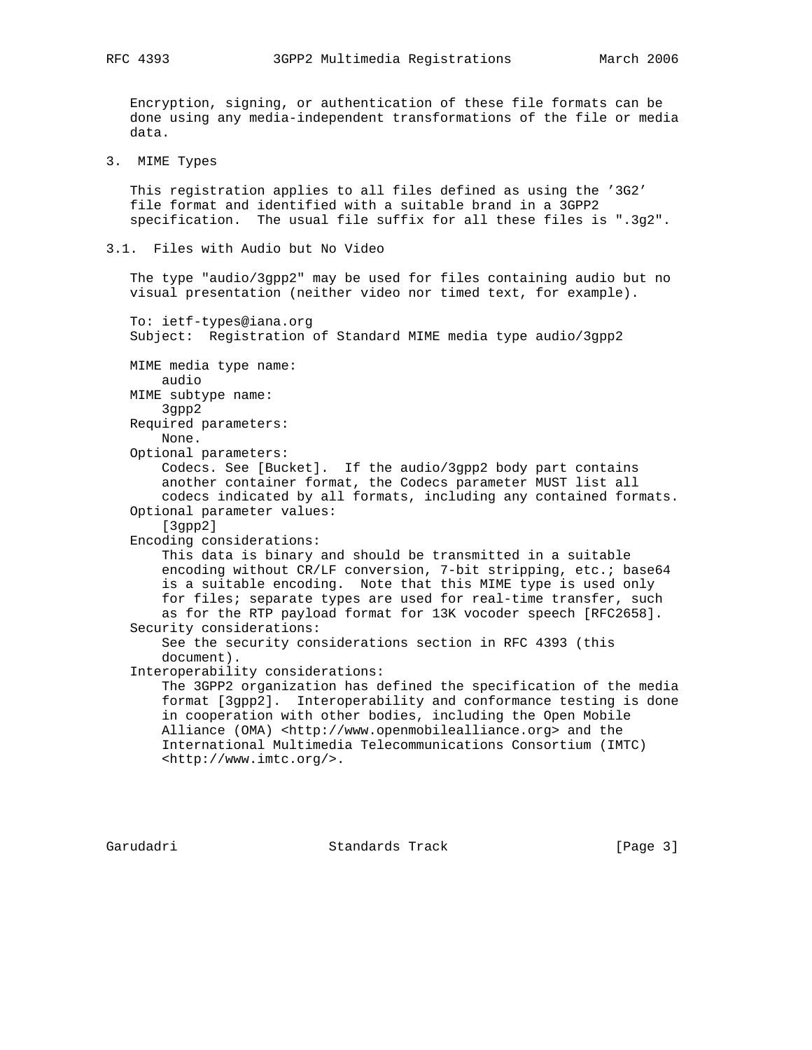Encryption, signing, or authentication of these file formats can be done using any media-independent transformations of the file or media data.

## 3. MIME Types

This registration applies to all files defined as using the '3G2' file format and identified with a suitable brand in a 3GPP2 specification. The usual file suffix for all these files is ".3g2".

### 3.1. Files with Audio but No Video

The type "audio/3gpp2" may be used for files containing audio but no visual presentation (neither video nor timed text, for example).

To: ietf-types@iana.org
Subject: Registration of Standard MIME media type audio/3gpp2

MIME media type name:
    audio
MIME subtype name:
    3gpp2
Required parameters:
    None.
Optional parameters:
    Codecs. See [Bucket]. If the audio/3gpp2 body part contains another container format, the Codecs parameter MUST list all codecs indicated by all formats, including any contained formats.
Optional parameter values:
    [3gpp2]
Encoding considerations:
    This data is binary and should be transmitted in a suitable encoding without CR/LF conversion, 7-bit stripping, etc.; base64 is a suitable encoding. Note that this MIME type is used only for files; separate types are used for real-time transfer, such as for the RTP payload format for 13K vocoder speech [RFC2658].
Security considerations:
    See the security considerations section in RFC 4393 (this document).
Interoperability considerations:
    The 3GPP2 organization has defined the specification of the media format [3gpp2]. Interoperability and conformance testing is done in cooperation with other bodies, including the Open Mobile Alliance (OMA) <http://www.openmobilealliance.org> and the International Multimedia Telecommunications Consortium (IMTC) <http://www.imtc.org/>.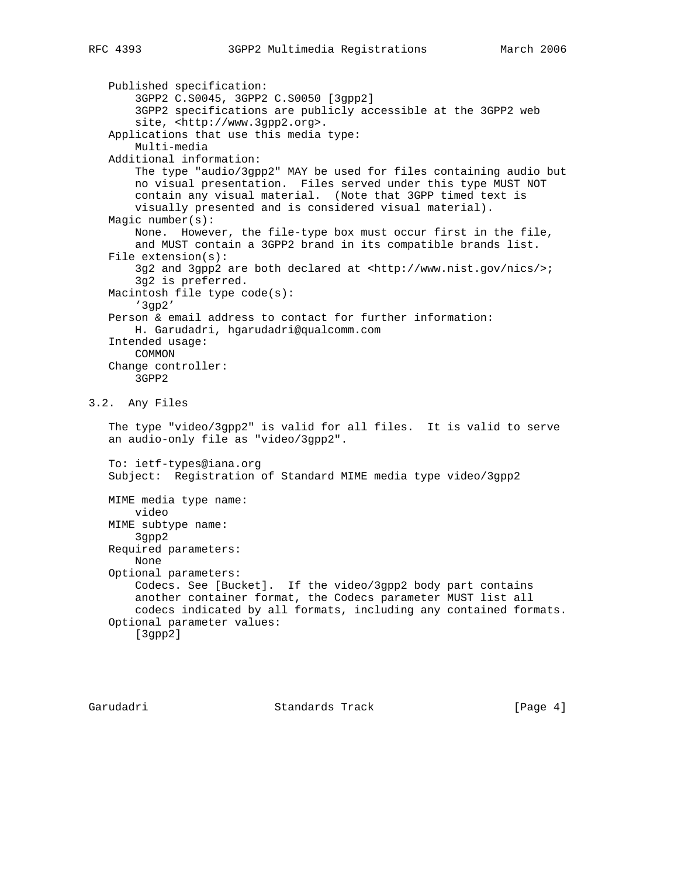Published specification:
    3GPP2 C.S0045, 3GPP2 C.S0050 [3gpp2]
    3GPP2 specifications are publicly accessible at the 3GPP2 web
    site, <http://www.3gpp2.org>.
Applications that use this media type:
    Multi-media
Additional information:
    The type "audio/3gpp2" MAY be used for files containing audio but
    no visual presentation. Files served under this type MUST NOT
    contain any visual material. (Note that 3GPP timed text is
    visually presented and is considered visual material).
Magic number(s):
    None. However, the file-type box must occur first in the file,
    and MUST contain a 3GPP2 brand in its compatible brands list.
File extension(s):
    3g2 and 3gpp2 are both declared at <http://www.nist.gov/nics/>;
    3g2 is preferred.
Macintosh file type code(s):
    '3gp2'
Person & email address to contact for further information:
    H. Garudadri, hgarudadri@qualcomm.com
Intended usage:
    COMMON
Change controller:
    3GPP2

## 3.2. Any Files

The type "video/3gpp2" is valid for all files. It is valid to serve an audio-only file as "video/3gpp2".

To: ietf-types@iana.org
Subject: Registration of Standard MIME media type video/3gpp2

MIME media type name:
    video
MIME subtype name:
    3gpp2
Required parameters:
    None
Optional parameters:
    Codecs. See [Bucket]. If the video/3gpp2 body part contains
    another container format, the Codecs parameter MUST list all
    codecs indicated by all formats, including any contained formats.
Optional parameter values:
    [3gpp2]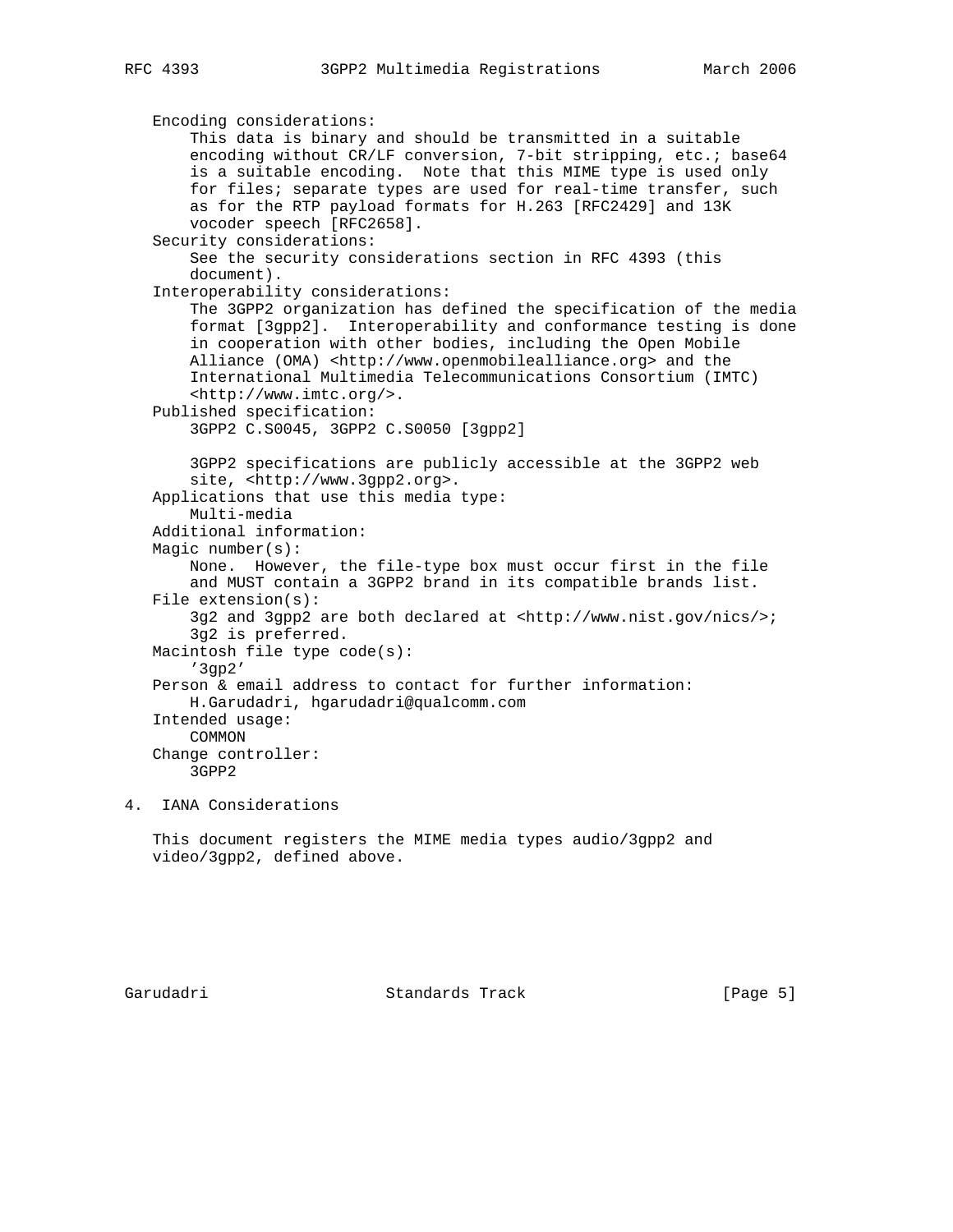Encoding considerations:
: This data is binary and should be transmitted in a suitable encoding without CR/LF conversion, 7-bit stripping, etc.; base64 is a suitable encoding. Note that this MIME type is used only for files; separate types are used for real-time transfer, such as for the RTP payload formats for H.263 [RFC2429] and 13K vocoder speech [RFC2658].

Security considerations:
: See the security considerations section in RFC 4393 (this document).

Interoperability considerations:
: The 3GPP2 organization has defined the specification of the media format [3gpp2]. Interoperability and conformance testing is done in cooperation with other bodies, including the Open Mobile Alliance (OMA) <http://www.openmobilealliance.org> and the International Multimedia Telecommunications Consortium (IMTC) <http://www.imtc.org/>.

Published specification:
: 3GPP2 C.S0045, 3GPP2 C.S0050 [3gpp2]

  3GPP2 specifications are publicly accessible at the 3GPP2 web site, <http://www.3gpp2.org>.

Applications that use this media type:
: Multi-media

Additional information:

Magic number(s):
: None. However, the file-type box must occur first in the file and MUST contain a 3GPP2 brand in its compatible brands list.

File extension(s):
: 3g2 and 3gpp2 are both declared at <http://www.nist.gov/nics/>; 3g2 is preferred.

Macintosh file type code(s):
: '3gp2'

Person & email address to contact for further information:
: H.Garudadri, hgarudadri@qualcomm.com

Intended usage:
: COMMON

Change controller:
: 3GPP2

## 4. IANA Considerations

This document registers the MIME media types audio/3gpp2 and video/3gpp2, defined above.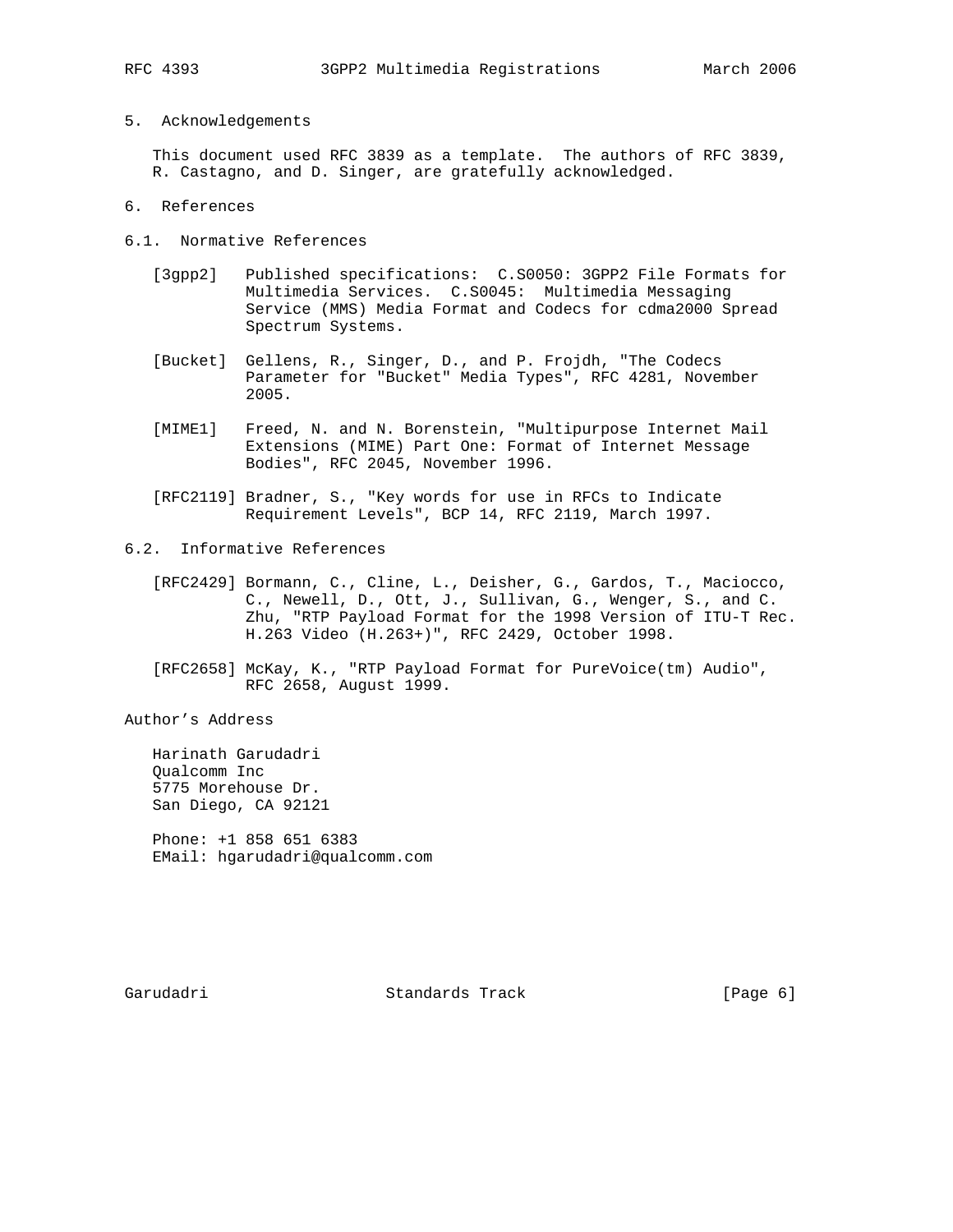## 5. Acknowledgements

This document used RFC 3839 as a template. The authors of RFC 3839, R. Castagno, and D. Singer, are gratefully acknowledged.

## 6. References

### 6.1. Normative References

[3gpp2] Published specifications: C.S0050: 3GPP2 File Formats for Multimedia Services. C.S0045: Multimedia Messaging Service (MMS) Media Format and Codecs for cdma2000 Spread Spectrum Systems.

[Bucket] Gellens, R., Singer, D., and P. Frojdh, "The Codecs Parameter for "Bucket" Media Types", RFC 4281, November 2005.

[MIME1] Freed, N. and N. Borenstein, "Multipurpose Internet Mail Extensions (MIME) Part One: Format of Internet Message Bodies", RFC 2045, November 1996.

[RFC2119] Bradner, S., "Key words for use in RFCs to Indicate Requirement Levels", BCP 14, RFC 2119, March 1997.

### 6.2. Informative References

[RFC2429] Bormann, C., Cline, L., Deisher, G., Gardos, T., Maciocco, C., Newell, D., Ott, J., Sullivan, G., Wenger, S., and C. Zhu, "RTP Payload Format for the 1998 Version of ITU-T Rec. H.263 Video (H.263+)", RFC 2429, October 1998.

[RFC2658] McKay, K., "RTP Payload Format for PureVoice(tm) Audio", RFC 2658, August 1999.

## Author's Address

Harinath Garudadri
Qualcomm Inc
5775 Morehouse Dr.
San Diego, CA 92121

Phone: +1 858 651 6383
EMail: hgarudadri@qualcomm.com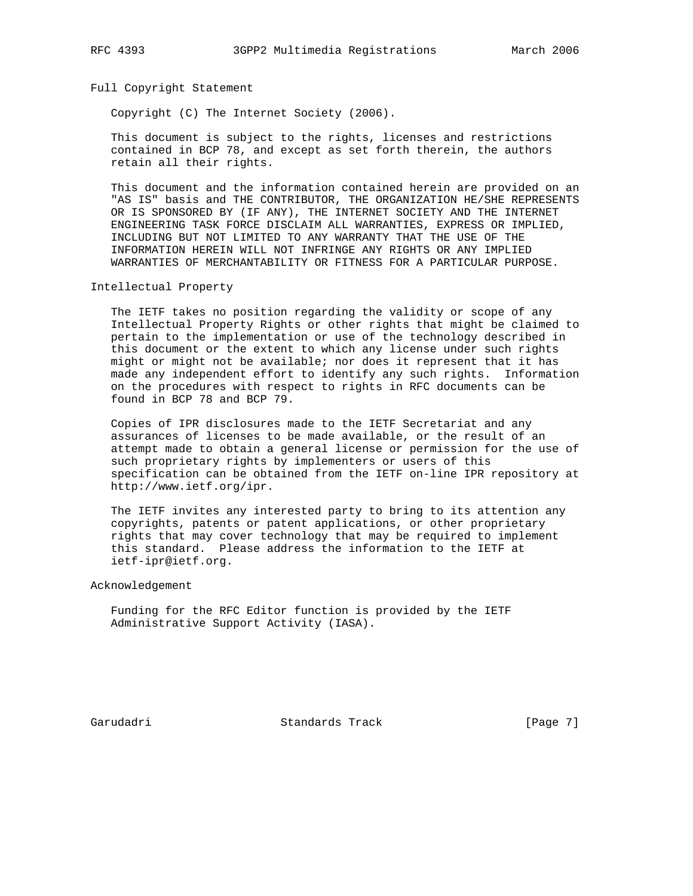## Full Copyright Statement

Copyright (C) The Internet Society (2006).

This document is subject to the rights, licenses and restrictions contained in BCP 78, and except as set forth therein, the authors retain all their rights.

This document and the information contained herein are provided on an "AS IS" basis and THE CONTRIBUTOR, THE ORGANIZATION HE/SHE REPRESENTS OR IS SPONSORED BY (IF ANY), THE INTERNET SOCIETY AND THE INTERNET ENGINEERING TASK FORCE DISCLAIM ALL WARRANTIES, EXPRESS OR IMPLIED, INCLUDING BUT NOT LIMITED TO ANY WARRANTY THAT THE USE OF THE INFORMATION HEREIN WILL NOT INFRINGE ANY RIGHTS OR ANY IMPLIED WARRANTIES OF MERCHANTABILITY OR FITNESS FOR A PARTICULAR PURPOSE.

## Intellectual Property

The IETF takes no position regarding the validity or scope of any Intellectual Property Rights or other rights that might be claimed to pertain to the implementation or use of the technology described in this document or the extent to which any license under such rights might or might not be available; nor does it represent that it has made any independent effort to identify any such rights. Information on the procedures with respect to rights in RFC documents can be found in BCP 78 and BCP 79.

Copies of IPR disclosures made to the IETF Secretariat and any assurances of licenses to be made available, or the result of an attempt made to obtain a general license or permission for the use of such proprietary rights by implementers or users of this specification can be obtained from the IETF on-line IPR repository at http://www.ietf.org/ipr.

The IETF invites any interested party to bring to its attention any copyrights, patents or patent applications, or other proprietary rights that may cover technology that may be required to implement this standard. Please address the information to the IETF at ietf-ipr@ietf.org.

## Acknowledgement

Funding for the RFC Editor function is provided by the IETF Administrative Support Activity (IASA).